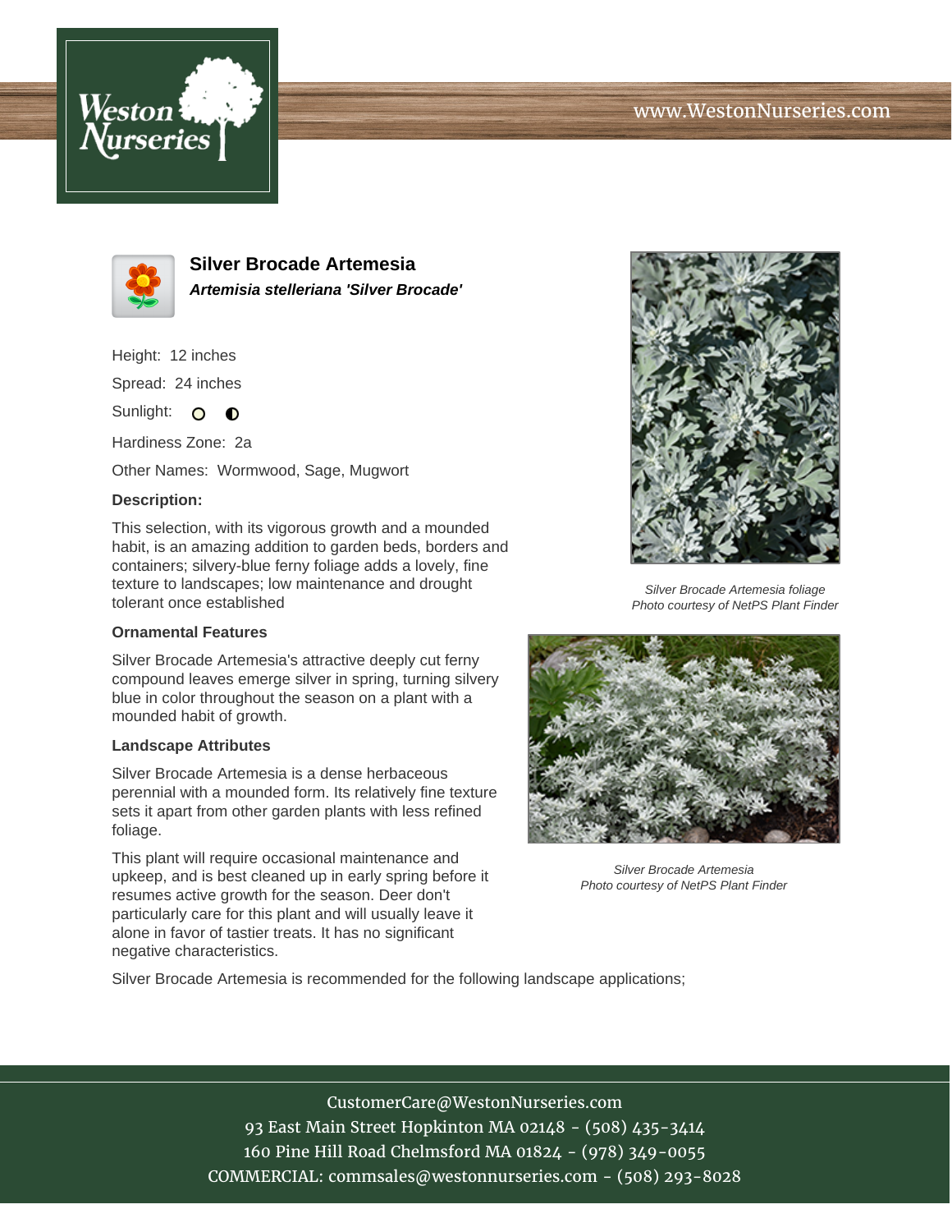# Silver Brocade Artemesia

***Artemisia stelleriana 'Silver Brocade'***

Height: 12 inches

Spread: 24 inches

Sunlight: ○ ◐

Hardiness Zone: 2a

Other Names: Wormwood, Sage, Mugwort

**Description:**

This selection, with its vigorous growth and a mounded habit, is an amazing addition to garden beds, borders and containers; silvery-blue ferny foliage adds a lovely, fine texture to landscapes; low maintenance and drought tolerant once established

*Silver Brocade Artemesia foliage*
*Photo courtesy of NetPS Plant Finder*

**Ornamental Features**

Silver Brocade Artemesia's attractive deeply cut ferny compound leaves emerge silver in spring, turning silvery blue in color throughout the season on a plant with a mounded habit of growth.

**Landscape Attributes**

Silver Brocade Artemesia is a dense herbaceous perennial with a mounded form. Its relatively fine texture sets it apart from other garden plants with less refined foliage.

This plant will require occasional maintenance and upkeep, and is best cleaned up in early spring before it resumes active growth for the season. Deer don't particularly care for this plant and will usually leave it alone in favor of tastier treats. It has no significant negative characteristics.

*Silver Brocade Artemesia*
*Photo courtesy of NetPS Plant Finder*

Silver Brocade Artemesia is recommended for the following landscape applications;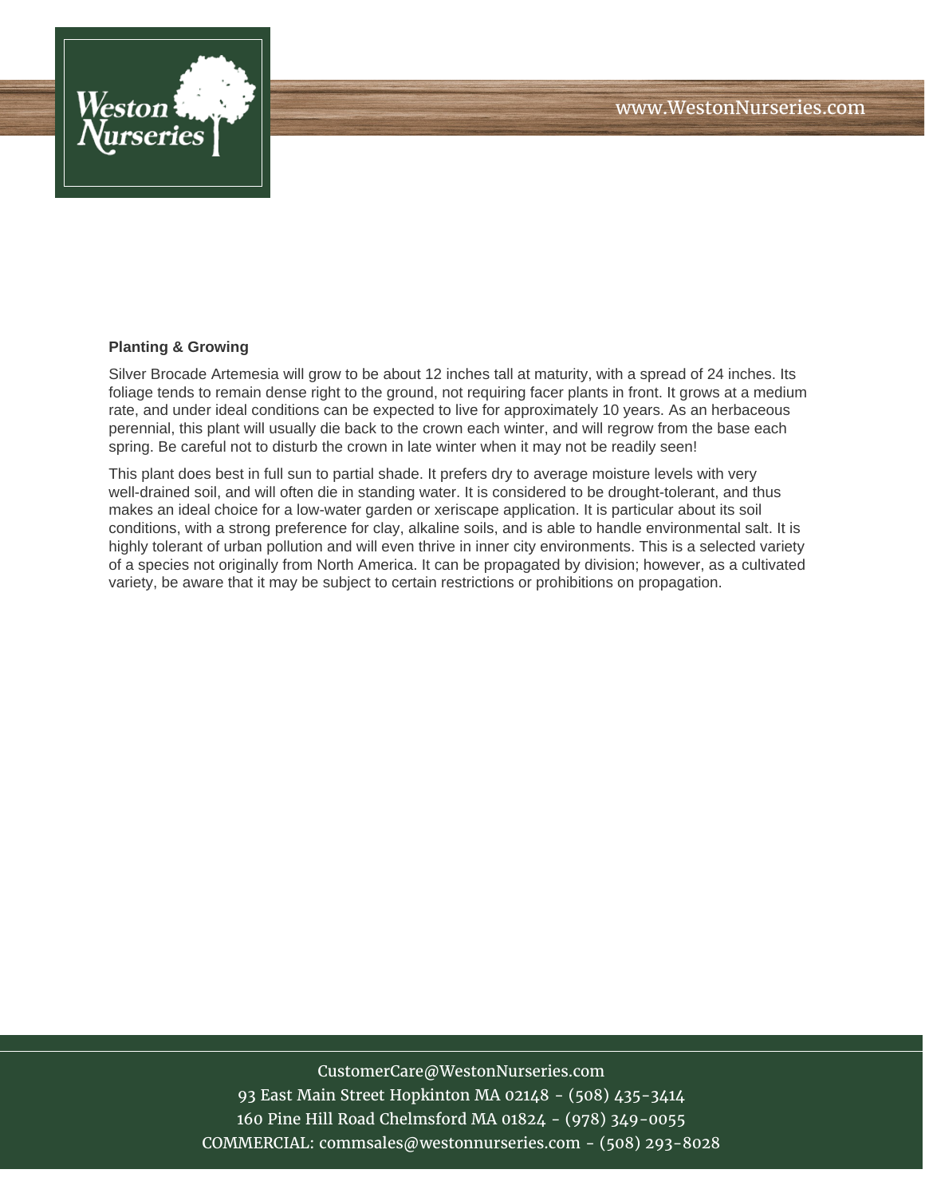**Planting & Growing**

Silver Brocade Artemesia will grow to be about 12 inches tall at maturity, with a spread of 24 inches. Its foliage tends to remain dense right to the ground, not requiring facer plants in front. It grows at a medium rate, and under ideal conditions can be expected to live for approximately 10 years. As an herbaceous perennial, this plant will usually die back to the crown each winter, and will regrow from the base each spring. Be careful not to disturb the crown in late winter when it may not be readily seen!

This plant does best in full sun to partial shade. It prefers dry to average moisture levels with very well-drained soil, and will often die in standing water. It is considered to be drought-tolerant, and thus makes an ideal choice for a low-water garden or xeriscape application. It is particular about its soil conditions, with a strong preference for clay, alkaline soils, and is able to handle environmental salt. It is highly tolerant of urban pollution and will even thrive in inner city environments. This is a selected variety of a species not originally from North America. It can be propagated by division; however, as a cultivated variety, be aware that it may be subject to certain restrictions or prohibitions on propagation.